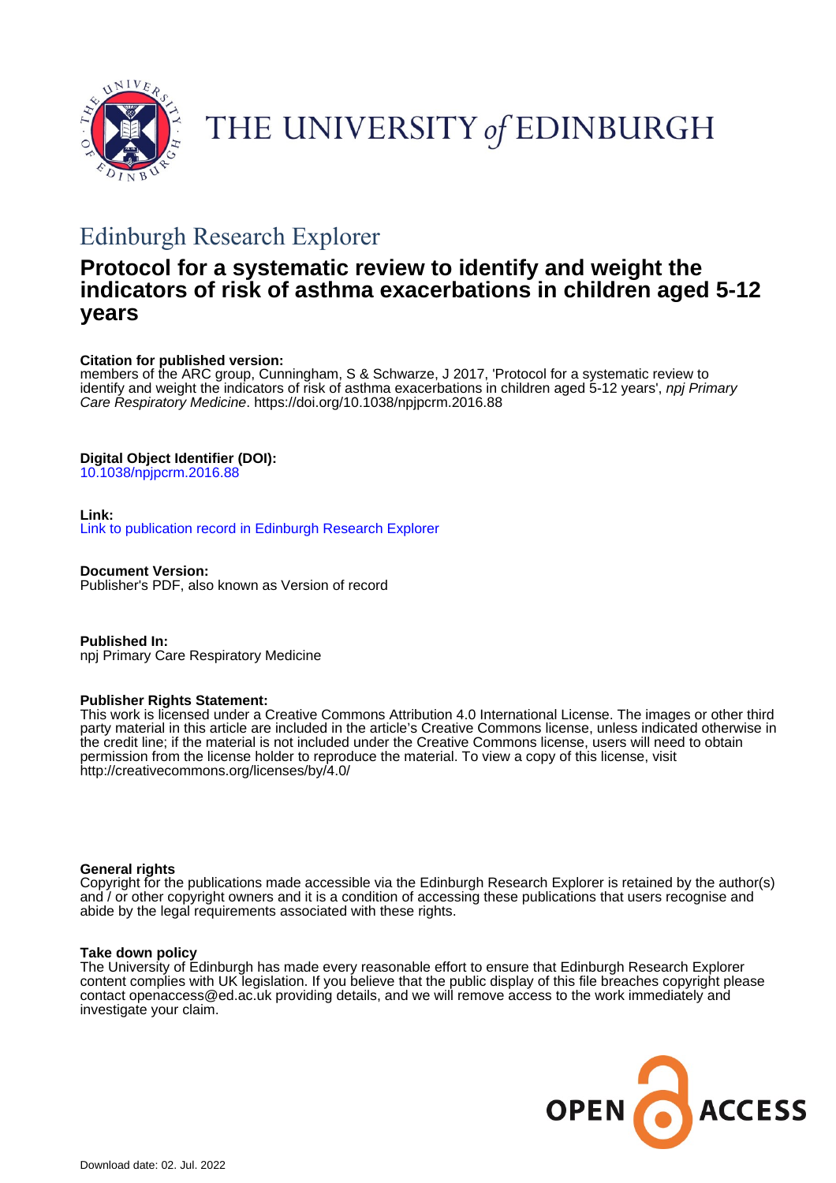# THE UNIVERSITY *of* EDINBURGH

## Edinburgh Research Explorer

# Protocol for a systematic review to identify and weight the indicators of risk of asthma exacerbations in children aged 5-12 years

**Citation for published version:**
members of the ARC group, Cunningham, S & Schwarze, J 2017, 'Protocol for a systematic review to identify and weight the indicators of risk of asthma exacerbations in children aged 5-12 years', *npj Primary Care Respiratory Medicine*. https://doi.org/10.1038/npjpcrm.2016.88

**Digital Object Identifier (DOI):**
10.1038/npjpcrm.2016.88

**Link:**
Link to publication record in Edinburgh Research Explorer

**Document Version:**
Publisher's PDF, also known as Version of record

**Published In:**
npj Primary Care Respiratory Medicine

**Publisher Rights Statement:**
This work is licensed under a Creative Commons Attribution 4.0 International License. The images or other third party material in this article are included in the article's Creative Commons license, unless indicated otherwise in the credit line; if the material is not included under the Creative Commons license, users will need to obtain permission from the license holder to reproduce the material. To view a copy of this license, visit http://creativecommons.org/licenses/by/4.0/

**General rights**
Copyright for the publications made accessible via the Edinburgh Research Explorer is retained by the author(s) and / or other copyright owners and it is a condition of accessing these publications that users recognise and abide by the legal requirements associated with these rights.

**Take down policy**
The University of Edinburgh has made every reasonable effort to ensure that Edinburgh Research Explorer content complies with UK legislation. If you believe that the public display of this file breaches copyright please contact openaccess@ed.ac.uk providing details, and we will remove access to the work immediately and investigate your claim.

Download date: 02. Jul. 2022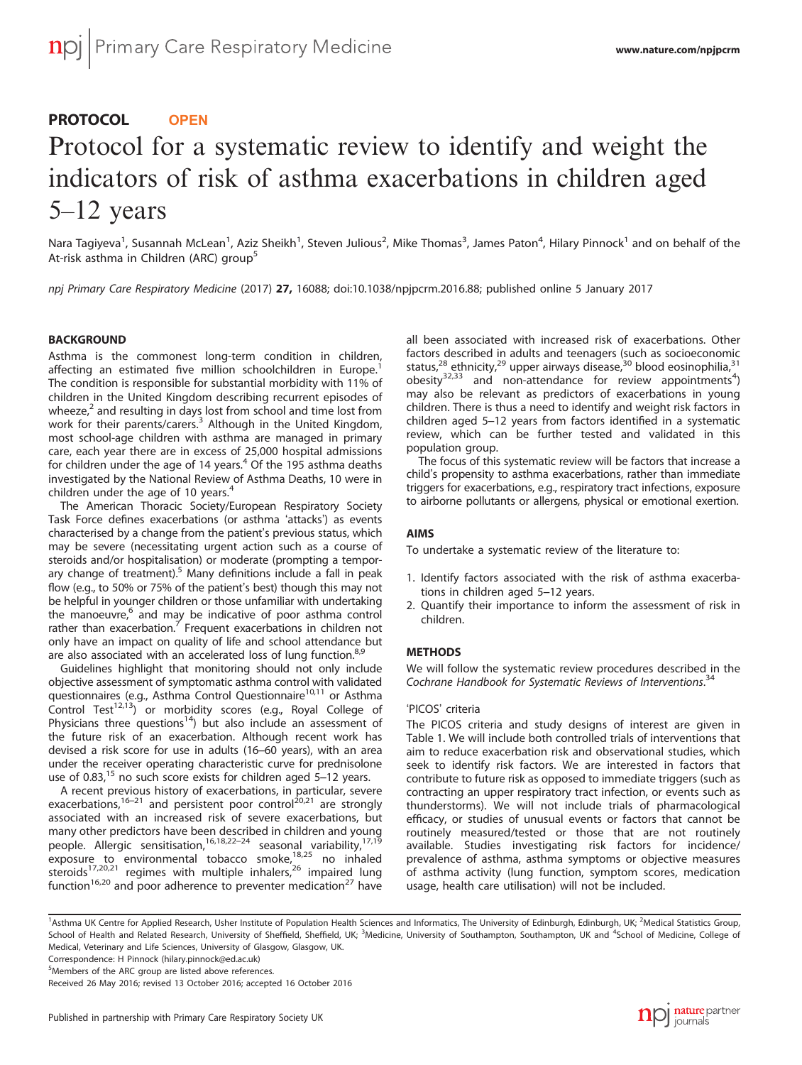## PROTOCOL **OPEN**

# Protocol for a systematic review to identify and weight the indicators of risk of asthma exacerbations in children aged 5–12 years

Nara Tagiyeva[1], Susannah McLean[1], Aziz Sheikh[1], Steven Julious[2], Mike Thomas[3], James Paton[4], Hilary Pinnock[1] and on behalf of the At-risk asthma in Children (ARC) group[5]

*npj Primary Care Respiratory Medicine* (2017) **27**, 16088; doi:10.1038/npjpcrm.2016.88; published online 5 January 2017

### BACKGROUND

Asthma is the commonest long-term condition in children, affecting an estimated five million schoolchildren in Europe.[1] The condition is responsible for substantial morbidity with 11% of children in the United Kingdom describing recurrent episodes of wheeze,[2] and resulting in days lost from school and time lost from work for their parents/carers.[3] Although in the United Kingdom, most school-age children with asthma are managed in primary care, each year there are in excess of 25,000 hospital admissions for children under the age of 14 years.[4] Of the 195 asthma deaths investigated by the National Review of Asthma Deaths, 10 were in children under the age of 10 years.[4]

The American Thoracic Society/European Respiratory Society Task Force defines exacerbations (or asthma 'attacks') as events characterised by a change from the patient's previous status, which may be severe (necessitating urgent action such as a course of steroids and/or hospitalisation) or moderate (prompting a temporary change of treatment).[5] Many definitions include a fall in peak flow (e.g., to 50% or 75% of the patient's best) though this may not be helpful in younger children or those unfamiliar with undertaking the manoeuvre,[6] and may be indicative of poor asthma control rather than exacerbation.[7] Frequent exacerbations in children not only have an impact on quality of life and school attendance but are also associated with an accelerated loss of lung function.[8,9]

Guidelines highlight that monitoring should not only include objective assessment of symptomatic asthma control with validated questionnaires (e.g., Asthma Control Questionnaire[10,11] or Asthma Control Test[12,13]) or morbidity scores (e.g., Royal College of Physicians three questions[14]) but also include an assessment of the future risk of an exacerbation. Although recent work has devised a risk score for use in adults (16–60 years), with an area under the receiver operating characteristic curve for prednisolone use of 0.83,[15] no such score exists for children aged 5–12 years.

A recent previous history of exacerbations, in particular, severe exacerbations,[16–21] and persistent poor control[20,21] are strongly associated with an increased risk of severe exacerbations, but many other predictors have been described in children and young people. Allergic sensitisation,[16,18,22–24] seasonal variability,[17,19] exposure to environmental tobacco smoke,[18,25] no inhaled steroids[17,20,21] regimes with multiple inhalers,[26] impaired lung function[16,20] and poor adherence to preventer medication[27] have all been associated with increased risk of exacerbations. Other factors described in adults and teenagers (such as socioeconomic status,[28] ethnicity,[29] upper airways disease,[30] blood eosinophilia,[31] obesity[32,33] and non-attendance for review appointments[4]) may also be relevant as predictors of exacerbations in young children. There is thus a need to identify and weight risk factors in children aged 5–12 years from factors identified in a systematic review, which can be further tested and validated in this population group.

The focus of this systematic review will be factors that increase a child's propensity to asthma exacerbations, rather than immediate triggers for exacerbations, e.g., respiratory tract infections, exposure to airborne pollutants or allergens, physical or emotional exertion.

### AIMS

To undertake a systematic review of the literature to:

1. Identify factors associated with the risk of asthma exacerbations in children aged 5–12 years.
2. Quantify their importance to inform the assessment of risk in children.

### METHODS

We will follow the systematic review procedures described in the *Cochrane Handbook for Systematic Reviews of Interventions*.[34]

#### 'PICOS' criteria

The PICOS criteria and study designs of interest are given in Table 1. We will include both controlled trials of interventions that aim to reduce exacerbation risk and observational studies, which seek to identify risk factors. We are interested in factors that contribute to future risk as opposed to immediate triggers (such as contracting an upper respiratory tract infection, or events such as thunderstorms). We will not include trials of pharmacological efficacy, or studies of unusual events or factors that cannot be routinely measured/tested or those that are not routinely available. Studies investigating risk factors for incidence/prevalence of asthma, asthma symptoms or objective measures of asthma activity (lung function, symptom scores, medication usage, health care utilisation) will not be included.

---

[1]Asthma UK Centre for Applied Research, Usher Institute of Population Health Sciences and Informatics, The University of Edinburgh, Edinburgh, UK; [2]Medical Statistics Group, School of Health and Related Research, University of Sheffield, Sheffield, UK; [3]Medicine, University of Southampton, Southampton, UK and [4]School of Medicine, College of Medical, Veterinary and Life Sciences, University of Glasgow, Glasgow, UK.
Correspondence: H Pinnock (hilary.pinnock@ed.ac.uk)
[5]Members of the ARC group are listed above references.
Received 26 May 2016; revised 13 October 2016; accepted 16 October 2016

Published in partnership with Primary Care Respiratory Society UK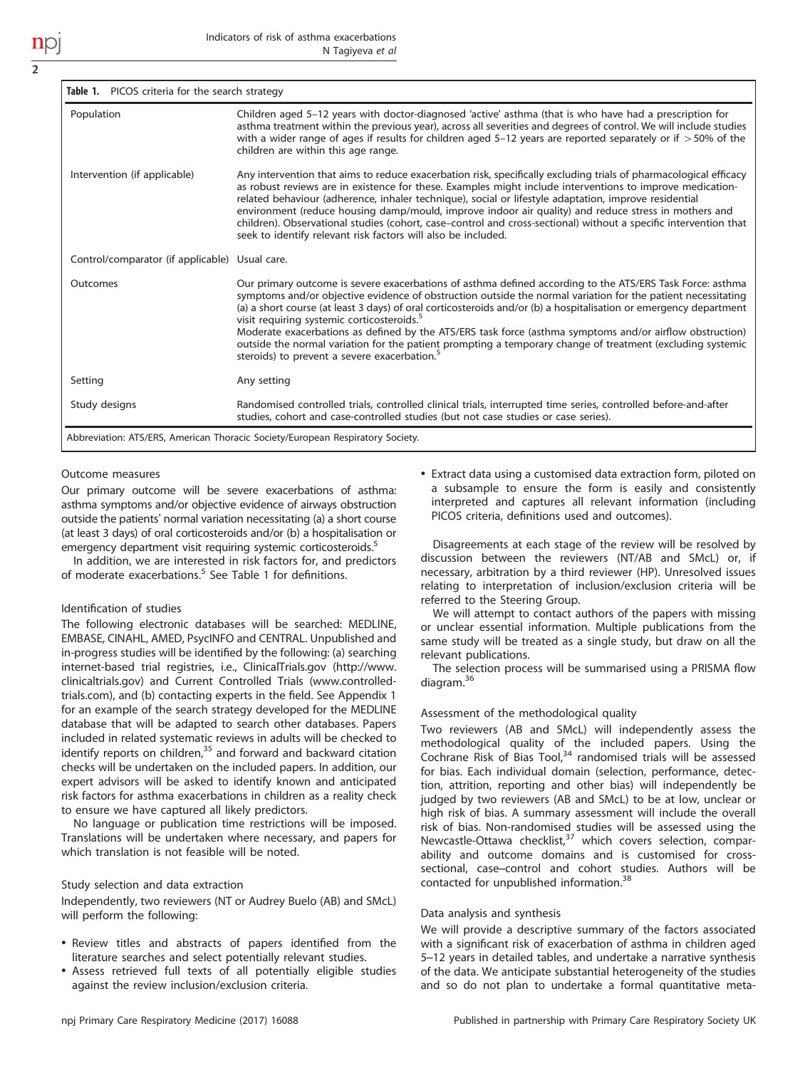**Table 1.** PICOS criteria for the search strategy

| | |
|---|---|
| Population | Children aged 5–12 years with doctor-diagnosed 'active' asthma (that is who have had a prescription for asthma treatment within the previous year), across all severities and degrees of control. We will include studies with a wider range of ages if results for children aged 5–12 years are reported separately or if >50% of the children are within this age range. |
| Intervention (if applicable) | Any intervention that aims to reduce exacerbation risk, specifically excluding trials of pharmacological efficacy as robust reviews are in existence for these. Examples might include interventions to improve medication-related behaviour (adherence, inhaler technique), social or lifestyle adaptation, improve residential environment (reduce housing damp/mould, improve indoor air quality) and reduce stress in mothers and children). Observational studies (cohort, case–control and cross-sectional) without a specific intervention that seek to identify relevant risk factors will also be included. |
| Control/comparator (if applicable) | Usual care. |
| Outcomes | Our primary outcome is severe exacerbations of asthma defined according to the ATS/ERS Task Force: asthma symptoms and/or objective evidence of obstruction outside the normal variation for the patient necessitating (a) a short course (at least 3 days) of oral corticosteroids and/or (b) a hospitalisation or emergency department visit requiring systemic corticosteroids.[5] Moderate exacerbations as defined by the ATS/ERS task force (asthma symptoms and/or airflow obstruction) outside the normal variation for the patient prompting a temporary change of treatment (excluding systemic steroids) to prevent a severe exacerbation.[5] |
| Setting | Any setting |
| Study designs | Randomised controlled trials, controlled clinical trials, interrupted time series, controlled before-and-after studies, cohort and case-controlled studies (but not case studies or case series). |

Abbreviation: ATS/ERS, American Thoracic Society/European Respiratory Society.

### Outcome measures

Our primary outcome will be severe exacerbations of asthma: asthma symptoms and/or objective evidence of airways obstruction outside the patients' normal variation necessitating (a) a short course (at least 3 days) of oral corticosteroids and/or (b) a hospitalisation or emergency department visit requiring systemic corticosteroids.[5]

In addition, we are interested in risk factors for, and predictors of moderate exacerbations.[5] See Table 1 for definitions.

### Identification of studies

The following electronic databases will be searched: MEDLINE, EMBASE, CINAHL, AMED, PsycINFO and CENTRAL. Unpublished and in-progress studies will be identified by the following: (a) searching internet-based trial registries, i.e., ClinicalTrials.gov (http://www.clinicaltrials.gov) and Current Controlled Trials (www.controlled-trials.com), and (b) contacting experts in the field. See Appendix 1 for an example of the search strategy developed for the MEDLINE database that will be adapted to search other databases. Papers included in related systematic reviews in adults will be checked to identify reports on children,[35] and forward and backward citation checks will be undertaken on the included papers. In addition, our expert advisors will be asked to identify known and anticipated risk factors for asthma exacerbations in children as a reality check to ensure we have captured all likely predictors.

No language or publication time restrictions will be imposed. Translations will be undertaken where necessary, and papers for which translation is not feasible will be noted.

### Study selection and data extraction

Independently, two reviewers (NT or Audrey Buelo (AB) and SMcL) will perform the following:

- Review titles and abstracts of papers identified from the literature searches and select potentially relevant studies.
- Assess retrieved full texts of all potentially eligible studies against the review inclusion/exclusion criteria.
- Extract data using a customised data extraction form, piloted on a subsample to ensure the form is easily and consistently interpreted and captures all relevant information (including PICOS criteria, definitions used and outcomes).

Disagreements at each stage of the review will be resolved by discussion between the reviewers (NT/AB and SMcL) or, if necessary, arbitration by a third reviewer (HP). Unresolved issues relating to interpretation of inclusion/exclusion criteria will be referred to the Steering Group.

We will attempt to contact authors of the papers with missing or unclear essential information. Multiple publications from the same study will be treated as a single study, but draw on all the relevant publications.

The selection process will be summarised using a PRISMA flow diagram.[36]

### Assessment of the methodological quality

Two reviewers (AB and SMcL) will independently assess the methodological quality of the included papers. Using the Cochrane Risk of Bias Tool,[34] randomised trials will be assessed for bias. Each individual domain (selection, performance, detection, attrition, reporting and other bias) will independently be judged by two reviewers (AB and SMcL) to be at low, unclear or high risk of bias. A summary assessment will include the overall risk of bias. Non-randomised studies will be assessed using the Newcastle-Ottawa checklist,[37] which covers selection, comparability and outcome domains and is customised for cross-sectional, case–control and cohort studies. Authors will be contacted for unpublished information.[38]

### Data analysis and synthesis

We will provide a descriptive summary of the factors associated with a significant risk of exacerbation of asthma in children aged 5–12 years in detailed tables, and undertake a narrative synthesis of the data. We anticipate substantial heterogeneity of the studies and so do not plan to undertake a formal quantitative meta-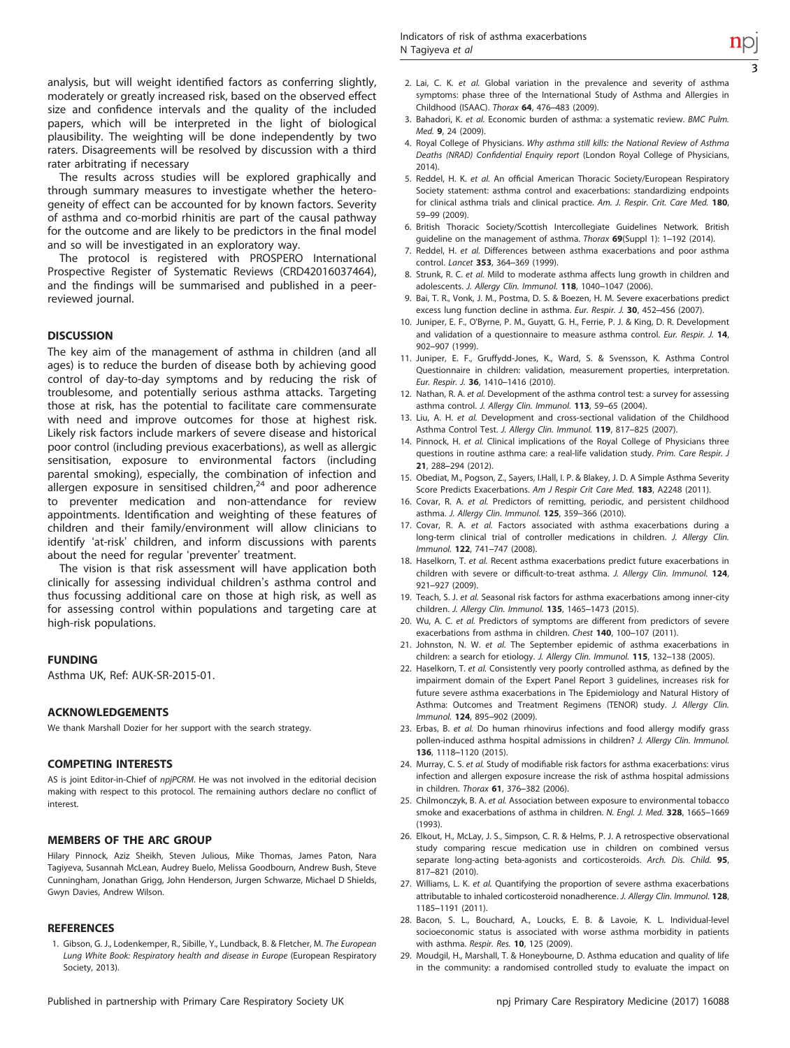analysis, but will weight identified factors as conferring slightly, moderately or greatly increased risk, based on the observed effect size and confidence intervals and the quality of the included papers, which will be interpreted in the light of biological plausibility. The weighting will be done independently by two raters. Disagreements will be resolved by discussion with a third rater arbitrating if necessary

The results across studies will be explored graphically and through summary measures to investigate whether the heterogeneity of effect can be accounted for by known factors. Severity of asthma and co-morbid rhinitis are part of the causal pathway for the outcome and are likely to be predictors in the final model and so will be investigated in an exploratory way.

The protocol is registered with PROSPERO International Prospective Register of Systematic Reviews (CRD42016037464), and the findings will be summarised and published in a peer-reviewed journal.

## DISCUSSION

The key aim of the management of asthma in children (and all ages) is to reduce the burden of disease both by achieving good control of day-to-day symptoms and by reducing the risk of troublesome, and potentially serious asthma attacks. Targeting those at risk, has the potential to facilitate care commensurate with need and improve outcomes for those at highest risk. Likely risk factors include markers of severe disease and historical poor control (including previous exacerbations), as well as allergic sensitisation, exposure to environmental factors (including parental smoking), especially, the combination of infection and allergen exposure in sensitised children,[24] and poor adherence to preventer medication and non-attendance for review appointments. Identification and weighting of these features of children and their family/environment will allow clinicians to identify 'at-risk' children, and inform discussions with parents about the need for regular 'preventer' treatment.

The vision is that risk assessment will have application both clinically for assessing individual children's asthma control and thus focussing additional care on those at high risk, as well as for assessing control within populations and targeting care at high-risk populations.

## FUNDING

Asthma UK, Ref: AUK-SR-2015-01.

## ACKNOWLEDGEMENTS

We thank Marshall Dozier for her support with the search strategy.

## COMPETING INTERESTS

AS is joint Editor-in-Chief of *npjPCRM*. He was not involved in the editorial decision making with respect to this protocol. The remaining authors declare no conflict of interest.

## MEMBERS OF THE ARC GROUP

Hilary Pinnock, Aziz Sheikh, Steven Julious, Mike Thomas, James Paton, Nara Tagiyeva, Susannah McLean, Audrey Buelo, Melissa Goodbourn, Andrew Bush, Steve Cunningham, Jonathan Grigg, John Henderson, Jurgen Schwarze, Michael D Shields, Gwyn Davies, Andrew Wilson.

## REFERENCES

1. Gibson, G. J., Lodenkemper, R., Sibille, Y., Lundback, B. & Fletcher, M. *The European Lung White Book: Respiratory health and disease in Europe* (European Respiratory Society, 2013).
2. Lai, C. K. *et al.* Global variation in the prevalence and severity of asthma symptoms: phase three of the International Study of Asthma and Allergies in Childhood (ISAAC). *Thorax* **64**, 476–483 (2009).
3. Bahadori, K. *et al.* Economic burden of asthma: a systematic review. *BMC Pulm. Med.* **9**, 24 (2009).
4. Royal College of Physicians. *Why asthma still kills: the National Review of Asthma Deaths (NRAD) Confidential Enquiry report* (London Royal College of Physicians, 2014).
5. Reddel, H. K. *et al.* An official American Thoracic Society/European Respiratory Society statement: asthma control and exacerbations: standardizing endpoints for clinical asthma trials and clinical practice. *Am. J. Respir. Crit. Care Med.* **180**, 59–99 (2009).
6. British Thoracic Society/Scottish Intercollegiate Guidelines Network. British guideline on the management of asthma. *Thorax* **69**(Suppl 1): 1–192 (2014).
7. Reddel, H. *et al.* Differences between asthma exacerbations and poor asthma control. *Lancet* **353**, 364–369 (1999).
8. Strunk, R. C. *et al.* Mild to moderate asthma affects lung growth in children and adolescents. *J. Allergy Clin. Immunol.* **118**, 1040–1047 (2006).
9. Bai, T. R., Vonk, J. M., Postma, D. S. & Boezen, H. M. Severe exacerbations predict excess lung function decline in asthma. *Eur. Respir. J.* **30**, 452–456 (2007).
10. Juniper, E. F., O'Byrne, P. M., Guyatt, G. H., Ferrie, P. J. & King, D. R. Development and validation of a questionnaire to measure asthma control. *Eur. Respir. J.* **14**, 902–907 (1999).
11. Juniper, E. F., Gruffydd-Jones, K., Ward, S. & Svensson, K. Asthma Control Questionnaire in children: validation, measurement properties, interpretation. *Eur. Respir. J.* **36**, 1410–1416 (2010).
12. Nathan, R. A. *et al.* Development of the asthma control test: a survey for assessing asthma control. *J. Allergy Clin. Immunol.* **113**, 59–65 (2004).
13. Liu, A. H. *et al.* Development and cross-sectional validation of the Childhood Asthma Control Test. *J. Allergy Clin. Immunol.* **119**, 817–825 (2007).
14. Pinnock, H. *et al.* Clinical implications of the Royal College of Physicians three questions in routine asthma care: a real-life validation study. *Prim. Care Respir. J* **21**, 288–294 (2012).
15. Obediat, M., Pogson, Z., Sayers, I.Hall, I. P. & Blakey, J. D. A Simple Asthma Severity Score Predicts Exacerbations. *Am J Respir Crit Care Med.* **183**, A2248 (2011).
16. Covar, R. A. *et al.* Predictors of remitting, periodic, and persistent childhood asthma. *J. Allergy Clin. Immunol.* **125**, 359–366 (2010).
17. Covar, R. A. *et al.* Factors associated with asthma exacerbations during a long-term clinical trial of controller medications in children. *J. Allergy Clin. Immunol.* **122**, 741–747 (2008).
18. Haselkorn, T. *et al.* Recent asthma exacerbations predict future exacerbations in children with severe or difficult-to-treat asthma. *J. Allergy Clin. Immunol.* **124**, 921–927 (2009).
19. Teach, S. J. *et al.* Seasonal risk factors for asthma exacerbations among inner-city children. *J. Allergy Clin. Immunol.* **135**, 1465–1473 (2015).
20. Wu, A. C. *et al.* Predictors of symptoms are different from predictors of severe exacerbations from asthma in children. *Chest* **140**, 100–107 (2011).
21. Johnston, N. W. *et al.* The September epidemic of asthma exacerbations in children: a search for etiology. *J. Allergy Clin. Immunol.* **115**, 132–138 (2005).
22. Haselkorn, T. *et al.* Consistently very poorly controlled asthma, as defined by the impairment domain of the Expert Panel Report 3 guidelines, increases risk for future severe asthma exacerbations in The Epidemiology and Natural History of Asthma: Outcomes and Treatment Regimens (TENOR) study. *J. Allergy Clin. Immunol.* **124**, 895–902 (2009).
23. Erbas, B. *et al.* Do human rhinovirus infections and food allergy modify grass pollen-induced asthma hospital admissions in children? *J. Allergy Clin. Immunol.* **136**, 1118–1120 (2015).
24. Murray, C. S. *et al.* Study of modifiable risk factors for asthma exacerbations: virus infection and allergen exposure increase the risk of asthma hospital admissions in children. *Thorax* **61**, 376–382 (2006).
25. Chilmonczyk, B. A. *et al.* Association between exposure to environmental tobacco smoke and exacerbations of asthma in children. *N. Engl. J. Med.* **328**, 1665–1669 (1993).
26. Elkout, H., McLay, J. S., Simpson, C. R. & Helms, P. J. A retrospective observational study comparing rescue medication use in children on combined versus separate long-acting beta-agonists and corticosteroids. *Arch. Dis. Child.* **95**, 817–821 (2010).
27. Williams, L. K. *et al.* Quantifying the proportion of severe asthma exacerbations attributable to inhaled corticosteroid nonadherence. *J. Allergy Clin. Immunol.* **128**, 1185–1191 (2011).
28. Bacon, S. L., Bouchard, A., Loucks, E. B. & Lavoie, K. L. Individual-level socioeconomic status is associated with worse asthma morbidity in patients with asthma. *Respir. Res.* **10**, 125 (2009).
29. Moudgil, H., Marshall, T. & Honeybourne, D. Asthma education and quality of life in the community: a randomised controlled study to evaluate the impact on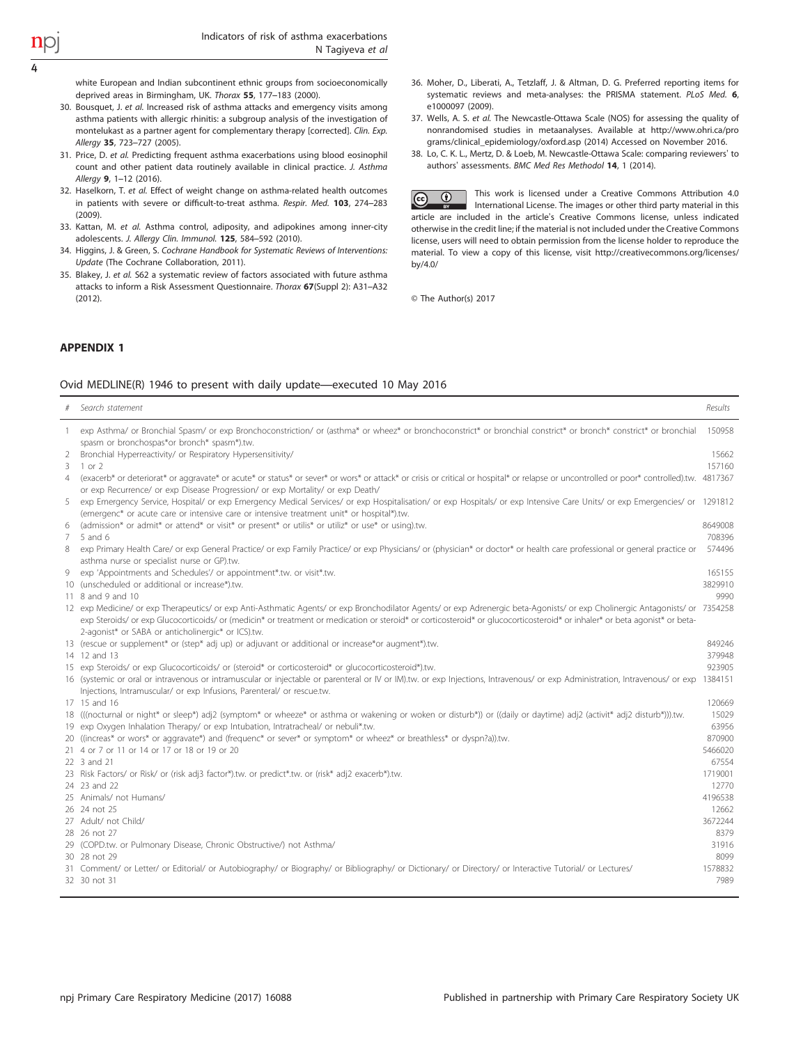white European and Indian subcontinent ethnic groups from socioeconomically deprived areas in Birmingham, UK. *Thorax* **55**, 177–183 (2000).

30. Bousquet, J. *et al.* Increased risk of asthma attacks and emergency visits among asthma patients with allergic rhinitis: a subgroup analysis of the investigation of montelukast as a partner agent for complementary therapy [corrected]. *Clin. Exp. Allergy* **35**, 723–727 (2005).
31. Price, D. *et al.* Predicting frequent asthma exacerbations using blood eosinophil count and other patient data routinely available in clinical practice. *J. Asthma Allergy* **9**, 1–12 (2016).
32. Haselkorn, T. *et al.* Effect of weight change on asthma-related health outcomes in patients with severe or difficult-to-treat asthma. *Respir. Med.* **103**, 274–283 (2009).
33. Kattan, M. *et al.* Asthma control, adiposity, and adipokines among inner-city adolescents. *J. Allergy Clin. Immunol.* **125**, 584–592 (2010).
34. Higgins, J. & Green, S. *Cochrane Handbook for Systematic Reviews of Interventions: Update* (The Cochrane Collaboration, 2011).
35. Blakey, J. *et al.* S62 a systematic review of factors associated with future asthma attacks to inform a Risk Assessment Questionnaire. *Thorax* **67**(Suppl 2): A31–A32 (2012).
36. Moher, D., Liberati, A., Tetzlaff, J. & Altman, D. G. Preferred reporting items for systematic reviews and meta-analyses: the PRISMA statement. *PLoS Med.* **6**, e1000097 (2009).
37. Wells, A. S. *et al.* The Newcastle-Ottawa Scale (NOS) for assessing the quality of nonrandomised studies in metaanalyses. Available at http://www.ohri.ca/programs/clinical_epidemiology/oxford.asp (2014) Accessed on November 2016.
38. Lo, C. K. L., Mertz, D. & Loeb, M. Newcastle-Ottawa Scale: comparing reviewers' to authors' assessments. *BMC Med Res Methodol* **14**, 1 (2014).

This work is licensed under a Creative Commons Attribution 4.0 International License. The images or other third party material in this article are included in the article's Creative Commons license, unless indicated otherwise in the credit line; if the material is not included under the Creative Commons license, users will need to obtain permission from the license holder to reproduce the material. To view a copy of this license, visit http://creativecommons.org/licenses/by/4.0/

© The Author(s) 2017

## APPENDIX 1

### Ovid MEDLINE(R) 1946 to present with daily update—executed 10 May 2016

| # | Search statement | Results |
|---|---|---|
| 1 | exp Asthma/ or Bronchial Spasm/ or exp Bronchoconstriction/ or (asthma* or wheez* or bronchoconstrict* or bronchial constrict* or bronch* constrict* or bronchial spasm or bronchospas*or bronch* spasm*).tw. | 150958 |
| 2 | Bronchial Hyperreactivity/ or Respiratory Hypersensitivity/ | 15662 |
| 3 | 1 or 2 | 157160 |
| 4 | (exacerb* or deteriorat* or aggravate* or acute* or status* or sever* or wors* or attack* or crisis or critical or hospital* or relapse or uncontrolled or poor* controlled).tw. or exp Recurrence/ or exp Disease Progression/ or exp Mortality/ or exp Death/ | 4817367 |
| 5 | exp Emergency Service, Hospital/ or exp Emergency Medical Services/ or exp Hospitalisation/ or exp Hospitals/ or exp Intensive Care Units/ or exp Emergencies/ or (emergenc* or acute care or intensive care or intensive treatment unit* or hospital*).tw. | 1291812 |
| 6 | (admission* or admit* or attend* or visit* or present* or utilis* or utiliz* or use* or using).tw. | 8649008 |
| 7 | 5 and 6 | 708396 |
| 8 | exp Primary Health Care/ or exp General Practice/ or exp Family Practice/ or exp Physicians/ or (physician* or doctor* or health care professional or general practice or asthma nurse or specialist nurse or GP).tw. | 574496 |
| 9 | exp 'Appointments and Schedules'/ or appointment*.tw. or visit*.tw. | 165155 |
| 10 | (unscheduled or additional or increase*).tw. | 3829910 |
| 11 | 8 and 9 and 10 | 9990 |
| 12 | exp Medicine/ or exp Therapeutics/ or exp Anti-Asthmatic Agents/ or exp Bronchodilator Agents/ or exp Adrenergic beta-Agonists/ or exp Cholinergic Antagonists/ or exp Steroids/ or exp Glucocorticoids/ or (medicin* or treatment or medication or steroid* or corticosteroid* or glucocorticosteroid* or inhaler* or beta agonist* or beta-2-agonist* or SABA or anticholinergic* or ICS).tw. | 7354258 |
| 13 | (rescue or supplement* or (step* adj up) or adjuvant or additional or increase*or augment*).tw. | 849246 |
| 14 | 12 and 13 | 379948 |
| 15 | exp Steroids/ or exp Glucocorticoids/ or (steroid* or corticosteroid* or glucocorticosteroid*).tw. | 923905 |
| 16 | (systemic or oral or intravenous or intramuscular or injectable or parenteral or IV or IM).tw. or exp Injections, Intravenous/ or exp Administration, Intravenous/ or exp Injections, Intramuscular/ or exp Infusions, Parenteral/ or rescue.tw. | 1384151 |
| 17 | 15 and 16 | 120669 |
| 18 | (((nocturnal or night* or sleep*) adj2 (symptom* or wheeze* or asthma or wakening or woken or disturb*)) or ((daily or daytime) adj2 (activit* adj2 disturb*))).tw. | 15029 |
| 19 | exp Oxygen Inhalation Therapy/ or exp Intubation, Intratracheal/ or nebuli*.tw. | 63956 |
| 20 | ((increas* or wors* or aggravate*) and (frequenc* or sever* or symptom* or wheez* or breathless* or dyspn?a)).tw. | 870900 |
| 21 | 4 or 7 or 11 or 14 or 17 or 18 or 19 or 20 | 5466020 |
| 22 | 3 and 21 | 67554 |
| 23 | Risk Factors/ or Risk/ or (risk adj3 factor*).tw. or predict*.tw. or (risk* adj2 exacerb*).tw. | 1719001 |
| 24 | 23 and 22 | 12770 |
| 25 | Animals/ not Humans/ | 4196538 |
| 26 | 24 not 25 | 12662 |
| 27 | Adult/ not Child/ | 3672244 |
| 28 | 26 not 27 | 8379 |
| 29 | (COPD.tw. or Pulmonary Disease, Chronic Obstructive/) not Asthma/ | 31916 |
| 30 | 28 not 29 | 8099 |
| 31 | Comment/ or Letter/ or Editorial/ or Autobiography/ or Biography/ or Bibliography/ or Dictionary/ or Directory/ or Interactive Tutorial/ or Lectures/ | 1578832 |
| 32 | 30 not 31 | 7989 |